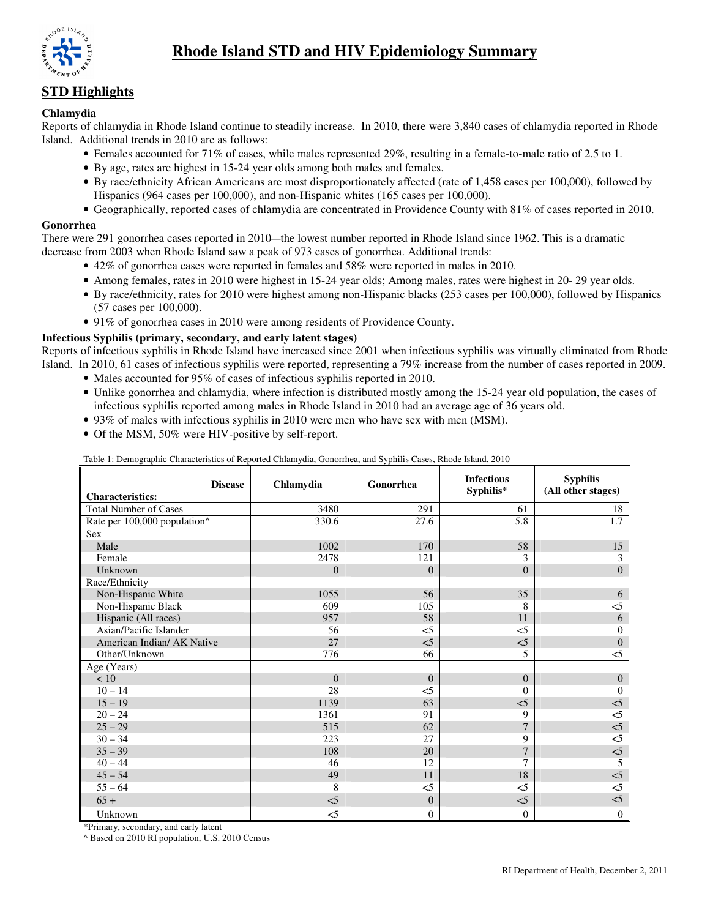# Rhode Island STD and HIV Epidemiology Summary

## STD Highlights

### Chlamydia

Reports of chlamydia in Rhode Island continue to steadily increase. In 2010, there were 3,840 cases of chlamydia reported in Rhode Island. Additional trends in 2010 are as follows:

- Females accounted for 71% of cases, while males represented 29%, resulting in a female-to-male ratio of 2.5 to 1.
- By age, rates are highest in 15-24 year olds among both males and females.
- By race/ethnicity African Americans are most disproportionately affected (rate of 1,458 cases per 100,000), followed by Hispanics (964 cases per 100,000), and non-Hispanic whites (165 cases per 100,000).
- Geographically, reported cases of chlamydia are concentrated in Providence County with 81% of cases reported in 2010.

### Gonorrhea

There were 291 gonorrhea cases reported in 2010—the lowest number reported in Rhode Island since 1962. This is a dramatic decrease from 2003 when Rhode Island saw a peak of 973 cases of gonorrhea. Additional trends:

- 42% of gonorrhea cases were reported in females and 58% were reported in males in 2010.
- Among females, rates in 2010 were highest in 15-24 year olds; Among males, rates were highest in 20- 29 year olds.
- By race/ethnicity, rates for 2010 were highest among non-Hispanic blacks (253 cases per 100,000), followed by Hispanics (57 cases per 100,000).
- 91% of gonorrhea cases in 2010 were among residents of Providence County.

### Infectious Syphilis (primary, secondary, and early latent stages)

Reports of infectious syphilis in Rhode Island have increased since 2001 when infectious syphilis was virtually eliminated from Rhode Island. In 2010, 61 cases of infectious syphilis were reported, representing a 79% increase from the number of cases reported in 2009.

- Males accounted for 95% of cases of infectious syphilis reported in 2010.
- Unlike gonorrhea and chlamydia, where infection is distributed mostly among the 15-24 year old population, the cases of infectious syphilis reported among males in Rhode Island in 2010 had an average age of 36 years old.
- 93% of males with infectious syphilis in 2010 were men who have sex with men (MSM).
- Of the MSM, 50% were HIV-positive by self-report.

Table 1: Demographic Characteristics of Reported Chlamydia, Gonorrhea, and Syphilis Cases, Rhode Island, 2010

| Characteristics: / Disease | Chlamydia | Gonorrhea | Infectious Syphilis* | Syphilis (All other stages) |
|---|---|---|---|---|
| Total Number of Cases | 3480 | 291 | 61 | 18 |
| Rate per 100,000 population^ | 330.6 | 27.6 | 5.8 | 1.7 |
| Sex | | | | |
| Male | 1002 | 170 | 58 | 15 |
| Female | 2478 | 121 | 3 | 3 |
| Unknown | 0 | 0 | 0 | 0 |
| Race/Ethnicity | | | | |
| Non-Hispanic White | 1055 | 56 | 35 | 6 |
| Non-Hispanic Black | 609 | 105 | 8 | <5 |
| Hispanic (All races) | 957 | 58 | 11 | 6 |
| Asian/Pacific Islander | 56 | <5 | <5 | 0 |
| American Indian/ AK Native | 27 | <5 | <5 | 0 |
| Other/Unknown | 776 | 66 | 5 | <5 |
| Age (Years) | | | | |
| < 10 | 0 | 0 | 0 | 0 |
| 10 – 14 | 28 | <5 | 0 | 0 |
| 15 – 19 | 1139 | 63 | <5 | <5 |
| 20 – 24 | 1361 | 91 | 9 | <5 |
| 25 – 29 | 515 | 62 | 7 | <5 |
| 30 – 34 | 223 | 27 | 9 | <5 |
| 35 – 39 | 108 | 20 | 7 | <5 |
| 40 – 44 | 46 | 12 | 7 | 5 |
| 45 – 54 | 49 | 11 | 18 | <5 |
| 55 – 64 | 8 | <5 | <5 | <5 |
| 65 + | <5 | 0 | <5 | <5 |
| Unknown | <5 | 0 | 0 | 0 |

*Primary, secondary, and early latent

^ Based on 2010 RI population, U.S. 2010 Census

RI Department of Health, December 2, 2011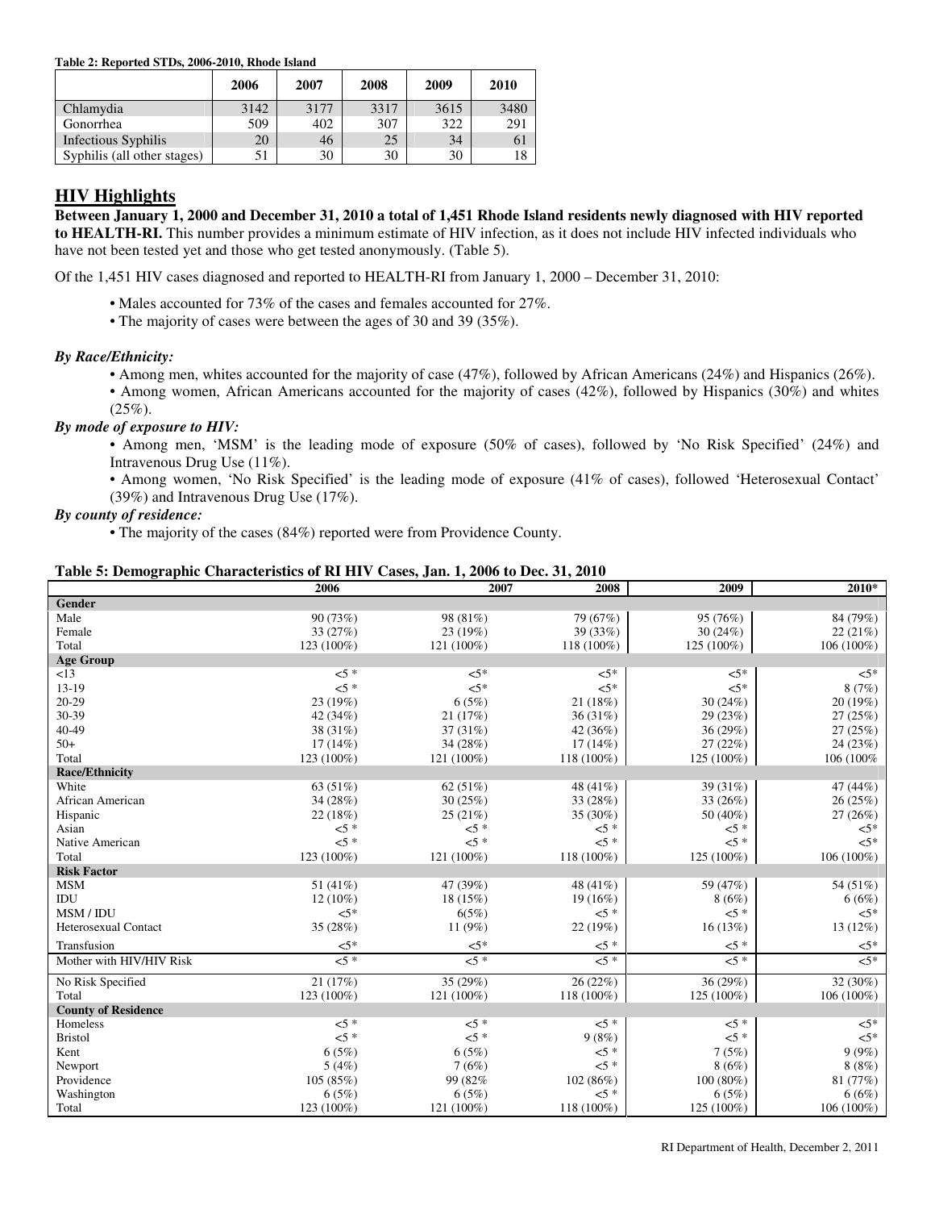**Table 2: Reported STDs, 2006-2010, Rhode Island**

| | 2006 | 2007 | 2008 | 2009 | 2010 |
|---|---|---|---|---|---|
| Chlamydia | 3142 | 3177 | 3317 | 3615 | 3480 |
| Gonorrhea | 509 | 402 | 307 | 322 | 291 |
| Infectious Syphilis | 20 | 46 | 25 | 34 | 61 |
| Syphilis (all other stages) | 51 | 30 | 30 | 30 | 18 |

## HIV Highlights

**Between January 1, 2000 and December 31, 2010 a total of 1,451 Rhode Island residents newly diagnosed with HIV reported to HEALTH-RI.** This number provides a minimum estimate of HIV infection, as it does not include HIV infected individuals who have not been tested yet and those who get tested anonymously. (Table 5).

Of the 1,451 HIV cases diagnosed and reported to HEALTH-RI from January 1, 2000 – December 31, 2010:

- Males accounted for 73% of the cases and females accounted for 27%.
- The majority of cases were between the ages of 30 and 39 (35%).

***By Race/Ethnicity:***

- Among men, whites accounted for the majority of case (47%), followed by African Americans (24%) and Hispanics (26%).
- Among women, African Americans accounted for the majority of cases (42%), followed by Hispanics (30%) and whites (25%).

***By mode of exposure to HIV:***

- Among men, 'MSM' is the leading mode of exposure (50% of cases), followed by 'No Risk Specified' (24%) and Intravenous Drug Use (11%).
- Among women, 'No Risk Specified' is the leading mode of exposure (41% of cases), followed 'Heterosexual Contact' (39%) and Intravenous Drug Use (17%).

***By county of residence:***

- The majority of the cases (84%) reported were from Providence County.

**Table 5: Demographic Characteristics of RI HIV Cases, Jan. 1, 2006 to Dec. 31, 2010**

| | 2006 | 2007 | 2008 | 2009 | 2010* |
|---|---|---|---|---|---|
| **Gender** | | | | | |
| Male | 90 (73%) | 98 (81%) | 79 (67%) | 95 (76%) | 84 (79%) |
| Female | 33 (27%) | 23 (19%) | 39 (33%) | 30 (24%) | 22 (21%) |
| Total | 123 (100%) | 121 (100%) | 118 (100%) | 125 (100%) | 106 (100%) |
| **Age Group** | | | | | |
| <13 | <5 * | <5* | <5* | <5* | <5* |
| 13-19 | <5 * | <5* | <5* | <5* | 8 (7%) |
| 20-29 | 23 (19%) | 6 (5%) | 21 (18%) | 30 (24%) | 20 (19%) |
| 30-39 | 42 (34%) | 21 (17%) | 36 (31%) | 29 (23%) | 27 (25%) |
| 40-49 | 38 (31%) | 37 (31%) | 42 (36%) | 36 (29%) | 27 (25%) |
| 50+ | 17 (14%) | 34 (28%) | 17 (14%) | 27 (22%) | 24 (23%) |
| Total | 123 (100%) | 121 (100%) | 118 (100%) | 125 (100%) | 106 (100% |
| **Race/Ethnicity** | | | | | |
| White | 63 (51%) | 62 (51%) | 48 (41%) | 39 (31%) | 47 (44%) |
| African American | 34 (28%) | 30 (25%) | 33 (28%) | 33 (26%) | 26 (25%) |
| Hispanic | 22 (18%) | 25 (21%) | 35 (30%) | 50 (40%) | 27 (26%) |
| Asian | <5 * | <5 * | <5 * | <5 * | <5* |
| Native American | <5 * | <5 * | <5 * | <5 * | <5* |
| Total | 123 (100%) | 121 (100%) | 118 (100%) | 125 (100%) | 106 (100%) |
| **Risk Factor** | | | | | |
| MSM | 51 (41%) | 47 (39%) | 48 (41%) | 59 (47%) | 54 (51%) |
| IDU | 12 (10%) | 18 (15%) | 19 (16%) | 8 (6%) | 6 (6%) |
| MSM / IDU | <5* | 6(5%) | <5 * | <5 * | <5* |
| Heterosexual Contact | 35 (28%) | 11 (9%) | 22 (19%) | 16 (13%) | 13 (12%) |
| Transfusion | <5* | <5* | <5 * | <5 * | <5* |
| Mother with HIV/HIV Risk | <5 * | <5 * | <5 * | <5 * | <5* |
| No Risk Specified | 21 (17%) | 35 (29%) | 26 (22%) | 36 (29%) | 32 (30%) |
| Total | 123 (100%) | 121 (100%) | 118 (100%) | 125 (100%) | 106 (100%) |
| **County of Residence** | | | | | |
| Homeless | <5 * | <5 * | <5 * | <5 * | <5* |
| Bristol | <5 * | <5 * | 9 (8%) | <5 * | <5* |
| Kent | 6 (5%) | 6 (5%) | <5 * | 7 (5%) | 9 (9%) |
| Newport | 5 (4%) | 7 (6%) | <5 * | 8 (6%) | 8 (8%) |
| Providence | 105 (85%) | 99 (82% | 102 (86%) | 100 (80%) | 81 (77%) |
| Washington | 6 (5%) | 6 (5%) | <5 * | 6 (5%) | 6 (6%) |
| Total | 123 (100%) | 121 (100%) | 118 (100%) | 125 (100%) | 106 (100%) |

RI Department of Health, December 2, 2011